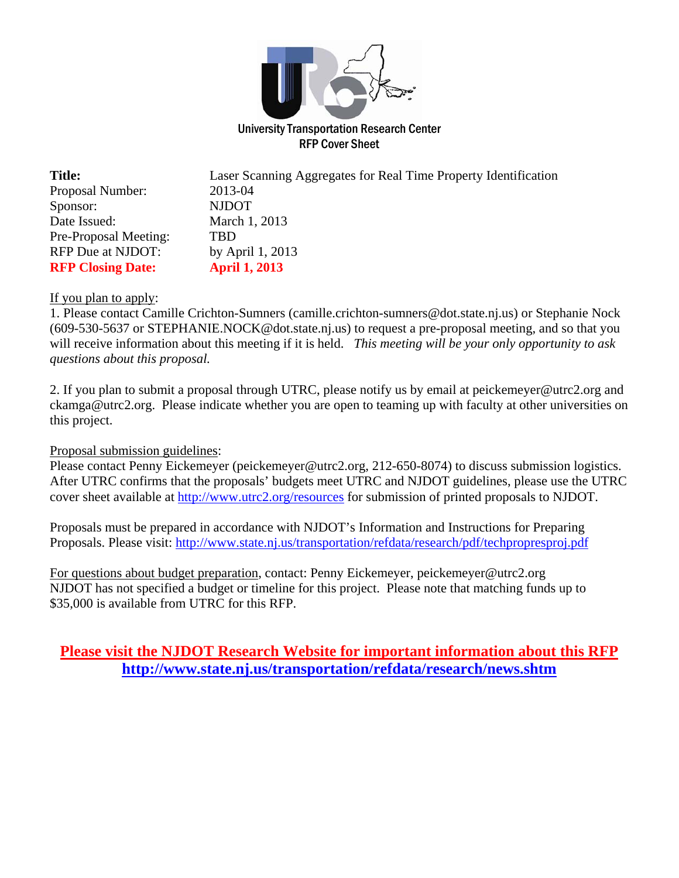# University Transportation Research Center
## RFP Cover Sheet

| | |
|---|---|
| **Title:** | Laser Scanning Aggregates for Real Time Property Identification |
| Proposal Number: | 2013-04 |
| Sponsor: | NJDOT |
| Date Issued: | March 1, 2013 |
| Pre-Proposal Meeting: | TBD |
| RFP Due at NJDOT: | by April 1, 2013 |
| **RFP Closing Date:** | **April 1, 2013** |

If you plan to apply:

1. Please contact Camille Crichton-Sumners (camille.crichton-sumners@dot.state.nj.us) or Stephanie Nock (609-530-5637 or STEPHANIE.NOCK@dot.state.nj.us) to request a pre-proposal meeting, and so that you will receive information about this meeting if it is held. *This meeting will be your only opportunity to ask questions about this proposal.*

2. If you plan to submit a proposal through UTRC, please notify us by email at peickemeyer@utrc2.org and ckamga@utrc2.org. Please indicate whether you are open to teaming up with faculty at other universities on this project.

Proposal submission guidelines:

Please contact Penny Eickemeyer (peickemeyer@utrc2.org, 212-650-8074) to discuss submission logistics. After UTRC confirms that the proposals' budgets meet UTRC and NJDOT guidelines, please use the UTRC cover sheet available at http://www.utrc2.org/resources for submission of printed proposals to NJDOT.

Proposals must be prepared in accordance with NJDOT's Information and Instructions for Preparing Proposals. Please visit: http://www.state.nj.us/transportation/refdata/research/pdf/techpropresproj.pdf

For questions about budget preparation, contact: Penny Eickemeyer, peickemeyer@utrc2.org
NJDOT has not specified a budget or timeline for this project. Please note that matching funds up to $35,000 is available from UTRC for this RFP.

**Please visit the NJDOT Research Website for important information about this RFP**
**http://www.state.nj.us/transportation/refdata/research/news.shtm**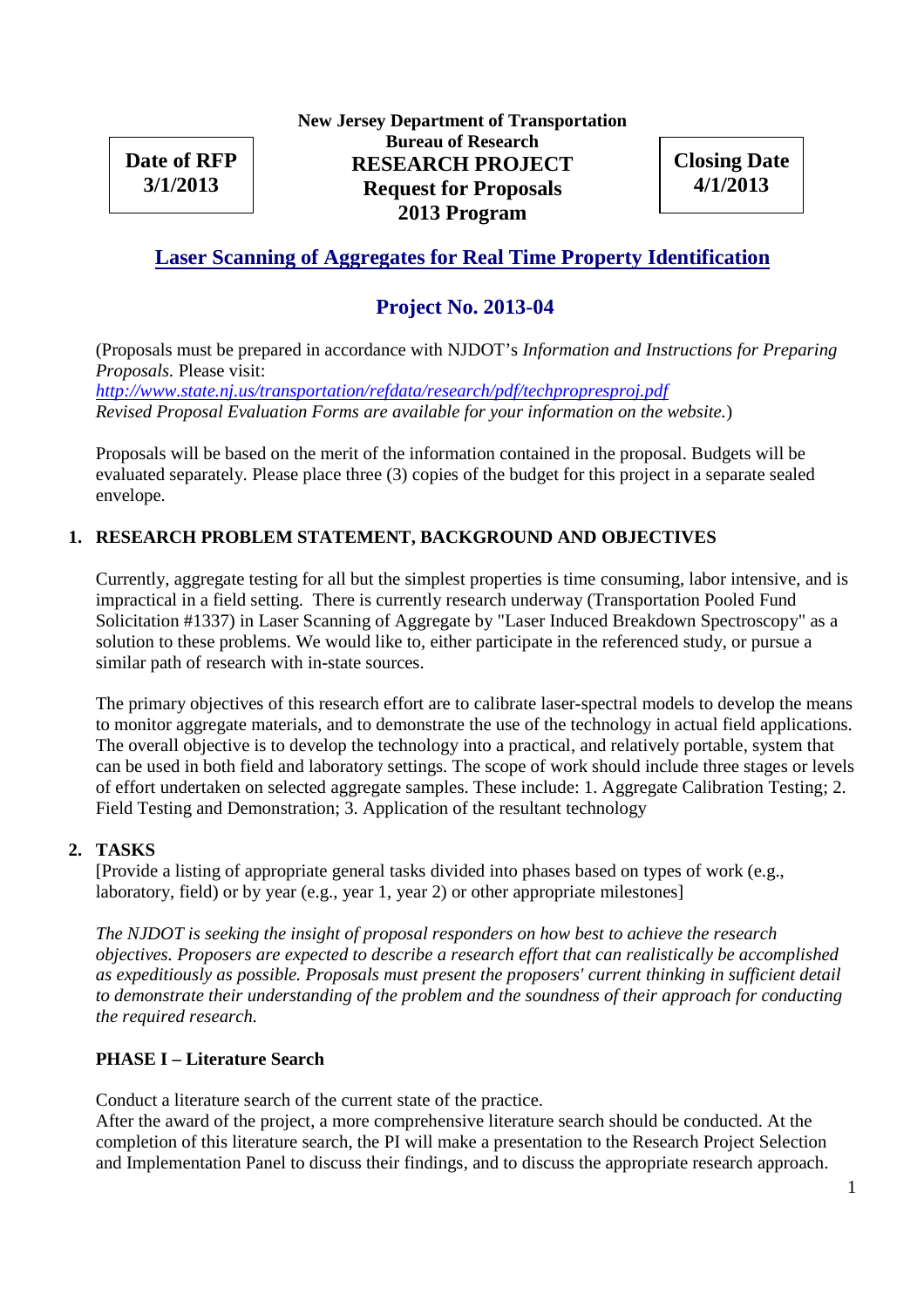**New Jersey Department of Transportation**
**Bureau of Research**
**RESEARCH PROJECT**
**Request for Proposals**
**2013 Program**

| Date of RFP | Closing Date |
| --- | --- |
| 3/1/2013 | 4/1/2013 |

# Laser Scanning of Aggregates for Real Time Property Identification

## Project No. 2013-04

(Proposals must be prepared in accordance with NJDOT's *Information and Instructions for Preparing Proposals.* Please visit:
*http://www.state.nj.us/transportation/refdata/research/pdf/techpropresproj.pdf*
*Revised Proposal Evaluation Forms are available for your information on the website.*)

Proposals will be based on the merit of the information contained in the proposal. Budgets will be evaluated separately. Please place three (3) copies of the budget for this project in a separate sealed envelope.

### 1. RESEARCH PROBLEM STATEMENT, BACKGROUND AND OBJECTIVES

Currently, aggregate testing for all but the simplest properties is time consuming, labor intensive, and is impractical in a field setting. There is currently research underway (Transportation Pooled Fund Solicitation #1337) in Laser Scanning of Aggregate by "Laser Induced Breakdown Spectroscopy" as a solution to these problems. We would like to, either participate in the referenced study, or pursue a similar path of research with in-state sources.

The primary objectives of this research effort are to calibrate laser-spectral models to develop the means to monitor aggregate materials, and to demonstrate the use of the technology in actual field applications. The overall objective is to develop the technology into a practical, and relatively portable, system that can be used in both field and laboratory settings. The scope of work should include three stages or levels of effort undertaken on selected aggregate samples. These include: 1. Aggregate Calibration Testing; 2. Field Testing and Demonstration; 3. Application of the resultant technology

### 2. TASKS

[Provide a listing of appropriate general tasks divided into phases based on types of work (e.g., laboratory, field) or by year (e.g., year 1, year 2) or other appropriate milestones]

*The NJDOT is seeking the insight of proposal responders on how best to achieve the research objectives. Proposers are expected to describe a research effort that can realistically be accomplished as expeditiously as possible. Proposals must present the proposers' current thinking in sufficient detail to demonstrate their understanding of the problem and the soundness of their approach for conducting the required research.*

**PHASE I – Literature Search**

Conduct a literature search of the current state of the practice.
After the award of the project, a more comprehensive literature search should be conducted. At the completion of this literature search, the PI will make a presentation to the Research Project Selection and Implementation Panel to discuss their findings, and to discuss the appropriate research approach.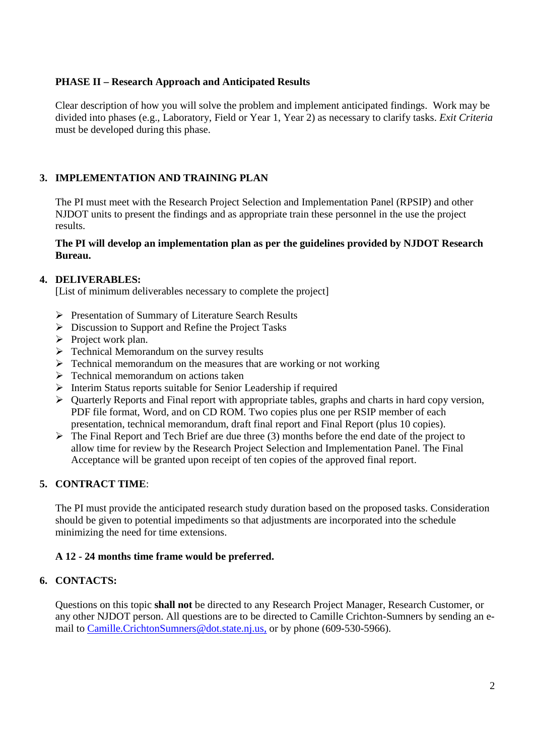**PHASE II – Research Approach and Anticipated Results**

Clear description of how you will solve the problem and implement anticipated findings. Work may be divided into phases (e.g., Laboratory, Field or Year 1, Year 2) as necessary to clarify tasks. *Exit Criteria* must be developed during this phase.

## 3. IMPLEMENTATION AND TRAINING PLAN

The PI must meet with the Research Project Selection and Implementation Panel (RPSIP) and other NJDOT units to present the findings and as appropriate train these personnel in the use the project results.

**The PI will develop an implementation plan as per the guidelines provided by NJDOT Research Bureau.**

## 4. DELIVERABLES:

[List of minimum deliverables necessary to complete the project]

- Presentation of Summary of Literature Search Results
- Discussion to Support and Refine the Project Tasks
- Project work plan.
- Technical Memorandum on the survey results
- Technical memorandum on the measures that are working or not working
- Technical memorandum on actions taken
- Interim Status reports suitable for Senior Leadership if required
- Quarterly Reports and Final report with appropriate tables, graphs and charts in hard copy version, PDF file format, Word, and on CD ROM. Two copies plus one per RSIP member of each presentation, technical memorandum, draft final report and Final Report (plus 10 copies).
- The Final Report and Tech Brief are due three (3) months before the end date of the project to allow time for review by the Research Project Selection and Implementation Panel. The Final Acceptance will be granted upon receipt of ten copies of the approved final report.

## 5. CONTRACT TIME:

The PI must provide the anticipated research study duration based on the proposed tasks. Consideration should be given to potential impediments so that adjustments are incorporated into the schedule minimizing the need for time extensions.

**A 12 - 24 months time frame would be preferred.**

## 6. CONTACTS:

Questions on this topic **shall not** be directed to any Research Project Manager, Research Customer, or any other NJDOT person. All questions are to be directed to Camille Crichton-Sumners by sending an e-mail to Camille.CrichtonSumners@dot.state.nj.us, or by phone (609-530-5966).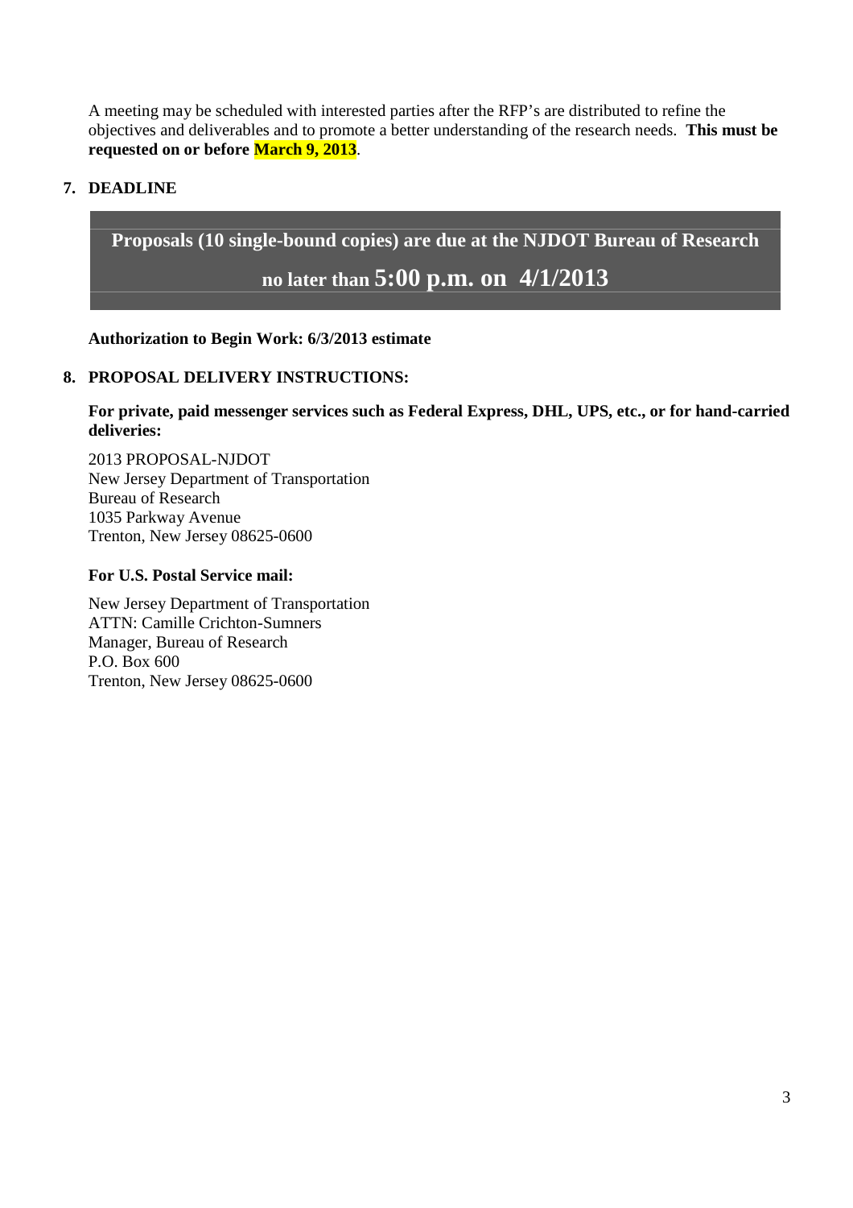A meeting may be scheduled with interested parties after the RFP's are distributed to refine the objectives and deliverables and to promote a better understanding of the research needs. **This must be requested on or before March 9, 2013**.

## 7. DEADLINE

**Proposals (10 single-bound copies) are due at the NJDOT Bureau of Research no later than 5:00 p.m. on 4/1/2013**

**Authorization to Begin Work: 6/3/2013 estimate**

## 8. PROPOSAL DELIVERY INSTRUCTIONS:

**For private, paid messenger services such as Federal Express, DHL, UPS, etc., or for hand-carried deliveries:**

2013 PROPOSAL-NJDOT
New Jersey Department of Transportation
Bureau of Research
1035 Parkway Avenue
Trenton, New Jersey 08625-0600

**For U.S. Postal Service mail:**

New Jersey Department of Transportation
ATTN: Camille Crichton-Sumners
Manager, Bureau of Research
P.O. Box 600
Trenton, New Jersey 08625-0600